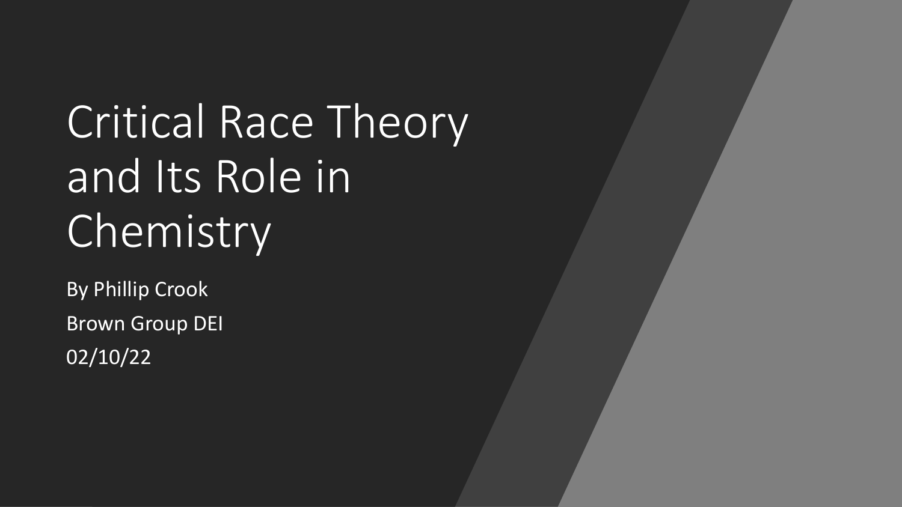# Critical Race Theory and Its Role in Chemistry

By Phillip Crook

Brown Group DEI

02/10/22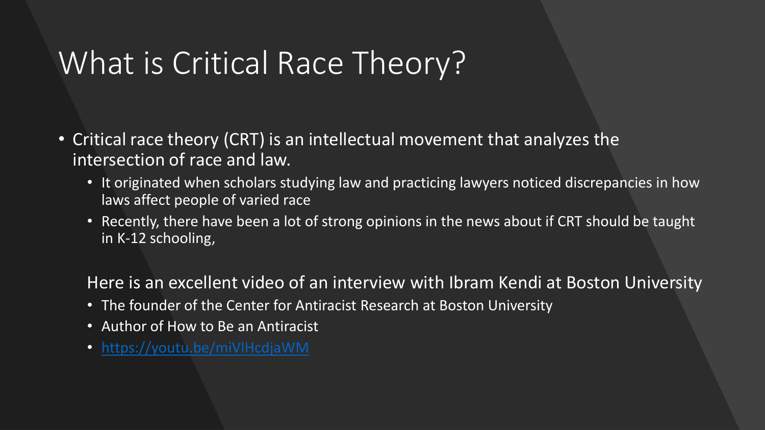# What is Critical Race Theory?

- Critical race theory (CRT) is an intellectual movement that analyzes the intersection of race and law.
  - It originated when scholars studying law and practicing lawyers noticed discrepancies in how laws affect people of varied race
  - Recently, there have been a lot of strong opinions in the news about if CRT should be taught in K-12 schooling,

  Here is an excellent video of an interview with Ibram Kendi at Boston University
  - The founder of the Center for Antiracist Research at Boston University
  - Author of How to Be an Antiracist
  - https://youtu.be/miVlHcdjaWM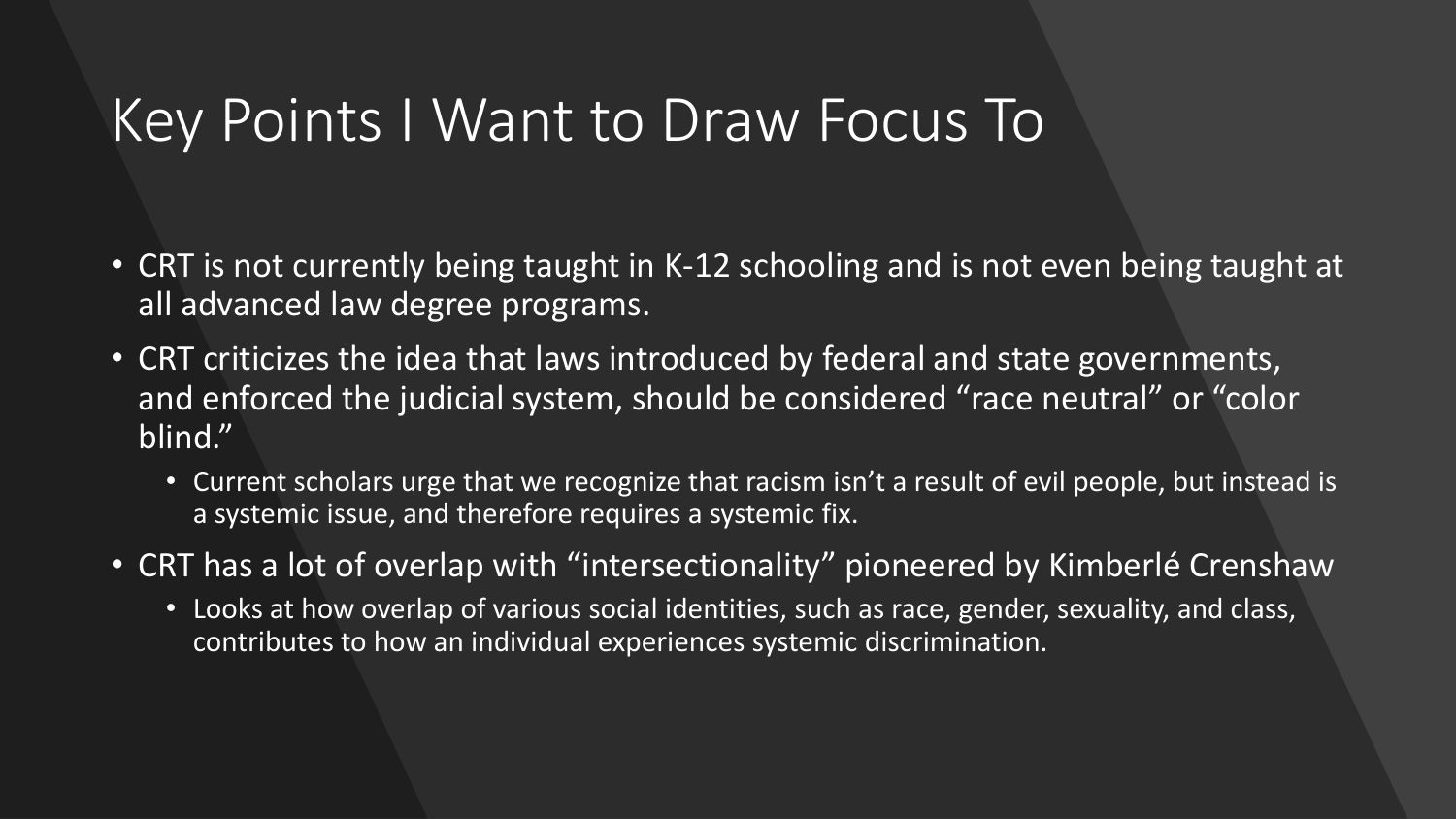# Key Points I Want to Draw Focus To

- CRT is not currently being taught in K-12 schooling and is not even being taught at all advanced law degree programs.
- CRT criticizes the idea that laws introduced by federal and state governments, and enforced the judicial system, should be considered "race neutral" or "color blind."
  - Current scholars urge that we recognize that racism isn't a result of evil people, but instead is a systemic issue, and therefore requires a systemic fix.
- CRT has a lot of overlap with "intersectionality" pioneered by Kimberlé Crenshaw
  - Looks at how overlap of various social identities, such as race, gender, sexuality, and class, contributes to how an individual experiences systemic discrimination.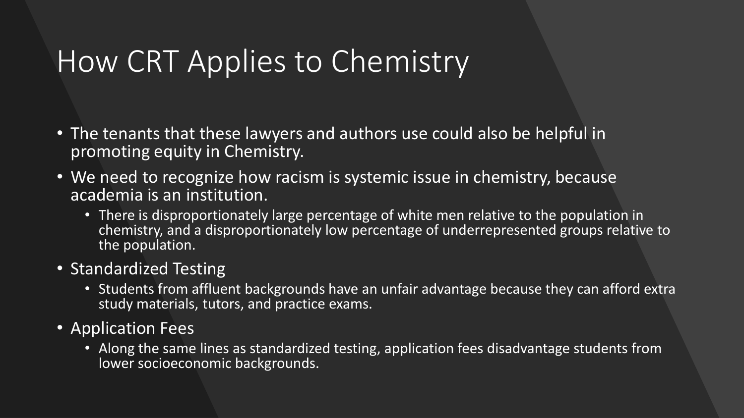# How CRT Applies to Chemistry

- The tenants that these lawyers and authors use could also be helpful in promoting equity in Chemistry.
- We need to recognize how racism is systemic issue in chemistry, because academia is an institution.
  - There is disproportionately large percentage of white men relative to the population in chemistry, and a disproportionately low percentage of underrepresented groups relative to the population.
- Standardized Testing
  - Students from affluent backgrounds have an unfair advantage because they can afford extra study materials, tutors, and practice exams.
- Application Fees
  - Along the same lines as standardized testing, application fees disadvantage students from lower socioeconomic backgrounds.